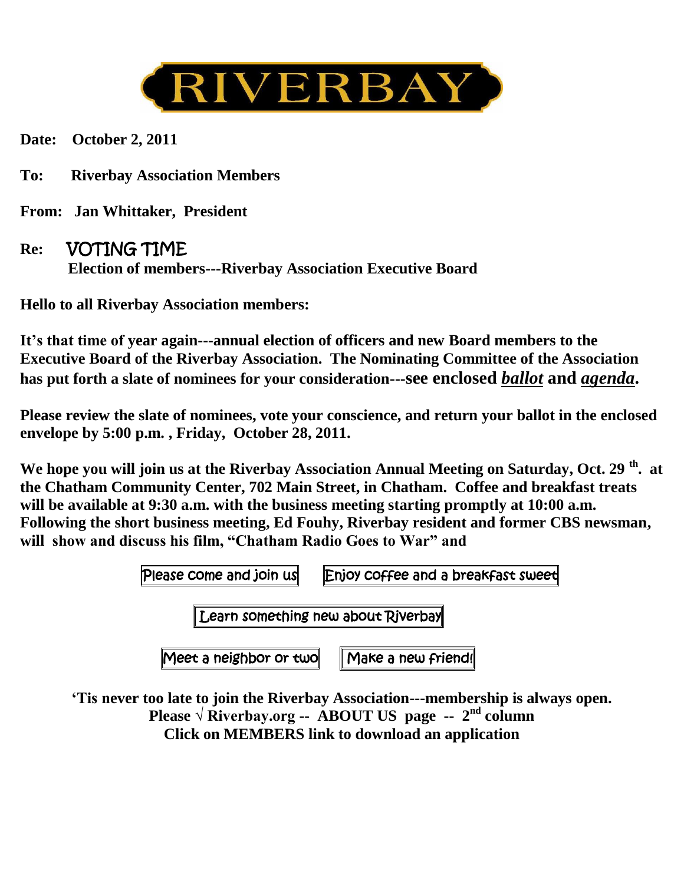# RIVERBAY

**Date: October 2, 2011**

**To: Riverbay Association Members**

**From: Jan Whittaker, President**

**Re: VOTING TIME**
**Election of members---Riverbay Association Executive Board**

**Hello to all Riverbay Association members:**

**It's that time of year again---annual election of officers and new Board members to the Executive Board of the Riverbay Association. The Nominating Committee of the Association has put forth a slate of nominees for your consideration---see enclosed *ballot* and *agenda*.**

**Please review the slate of nominees, vote your conscience, and return your ballot in the enclosed envelope by 5:00 p.m. , Friday, October 28, 2011.**

**We hope you will join us at the Riverbay Association Annual Meeting on Saturday, Oct. 29th. at the Chatham Community Center, 702 Main Street, in Chatham. Coffee and breakfast treats will be available at 9:30 a.m. with the business meeting starting promptly at 10:00 a.m. Following the short business meeting, Ed Fouhy, Riverbay resident and former CBS newsman, will show and discuss his film, "Chatham Radio Goes to War" and**

Please come and join us | Enjoy coffee and a breakfast sweet

Learn something new about Riverbay

Meet a neighbor or two | Make a new friend!

**'Tis never too late to join the Riverbay Association---membership is always open.**
**Please √ Riverbay.org -- ABOUT US page -- 2nd column**
**Click on MEMBERS link to download an application**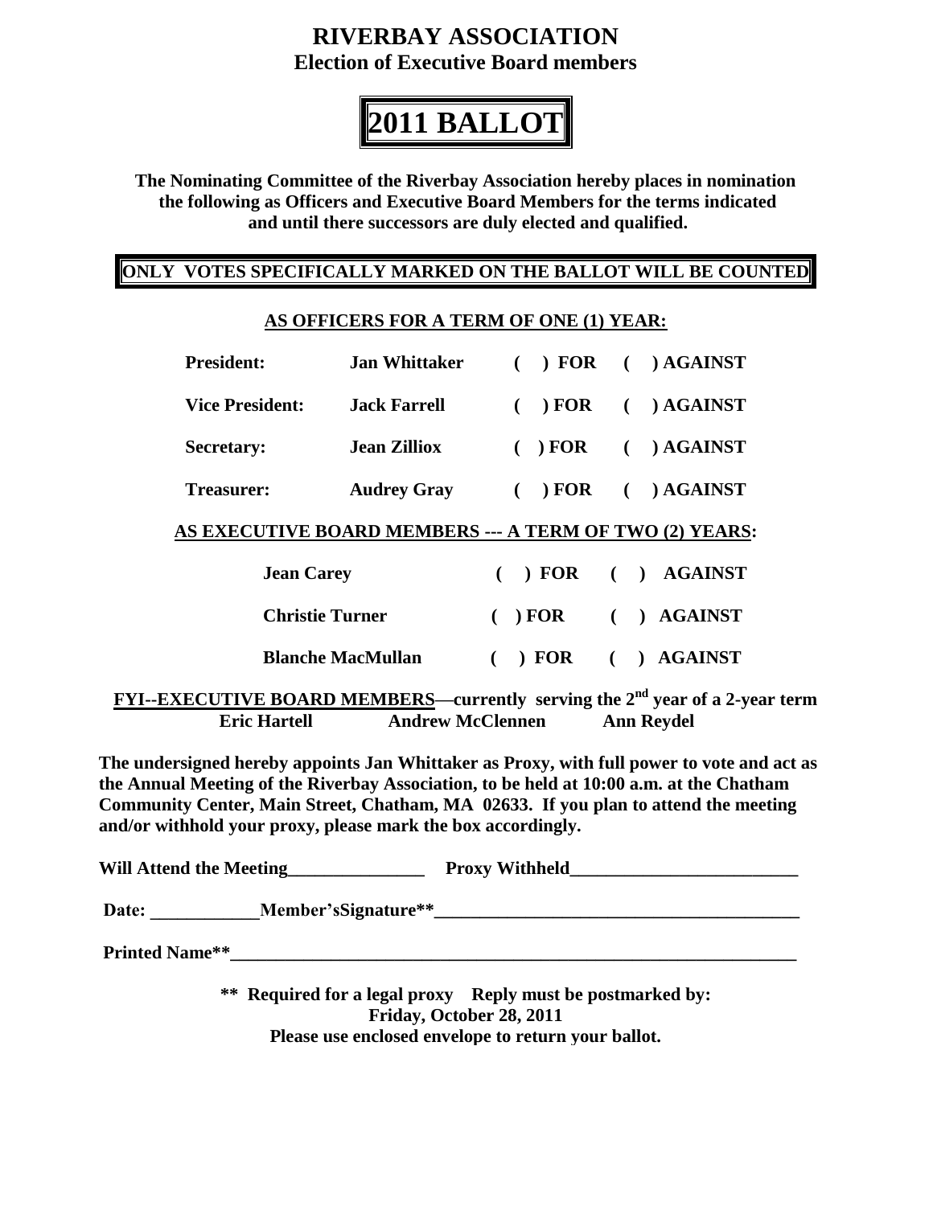# RIVERBAY ASSOCIATION

## Election of Executive Board members

# 2011 BALLOT

**The Nominating Committee of the Riverbay Association hereby places in nomination the following as Officers and Executive Board Members for the terms indicated and until there successors are duly elected and qualified.**

**ONLY VOTES SPECIFICALLY MARKED ON THE BALLOT WILL BE COUNTED**

**AS OFFICERS FOR A TERM OF ONE (1) YEAR:**

| | | | |
|---|---|---|---|
| **President:** | **Jan Whittaker** | **( ) FOR** | **( ) AGAINST** |
| **Vice President:** | **Jack Farrell** | **( ) FOR** | **( ) AGAINST** |
| **Secretary:** | **Jean Zilliox** | **( ) FOR** | **( ) AGAINST** |
| **Treasurer:** | **Audrey Gray** | **( ) FOR** | **( ) AGAINST** |

**AS EXECUTIVE BOARD MEMBERS --- A TERM OF TWO (2) YEARS:**

| | | |
|---|---|---|
| **Jean Carey** | **( ) FOR** | **( ) AGAINST** |
| **Christie Turner** | **( ) FOR** | **( ) AGAINST** |
| **Blanche MacMullan** | **( ) FOR** | **( ) AGAINST** |

**FYI--EXECUTIVE BOARD MEMBERS—currently serving the 2nd year of a 2-year term**
**Eric Hartell Andrew McClennen Ann Reydel**

**The undersigned hereby appoints Jan Whittaker as Proxy, with full power to vote and act as the Annual Meeting of the Riverbay Association, to be held at 10:00 a.m. at the Chatham Community Center, Main Street, Chatham, MA 02633. If you plan to attend the meeting and/or withhold your proxy, please mark the box accordingly.**

**Will Attend the Meeting_______________ Proxy Withheld_________________________**

**Date: ____________Member'sSignature**________________________________________**

**Printed Name**_________________________________________________________________**

**** Required for a legal proxy Reply must be postmarked by:**
**Friday, October 28, 2011**
**Please use enclosed envelope to return your ballot.**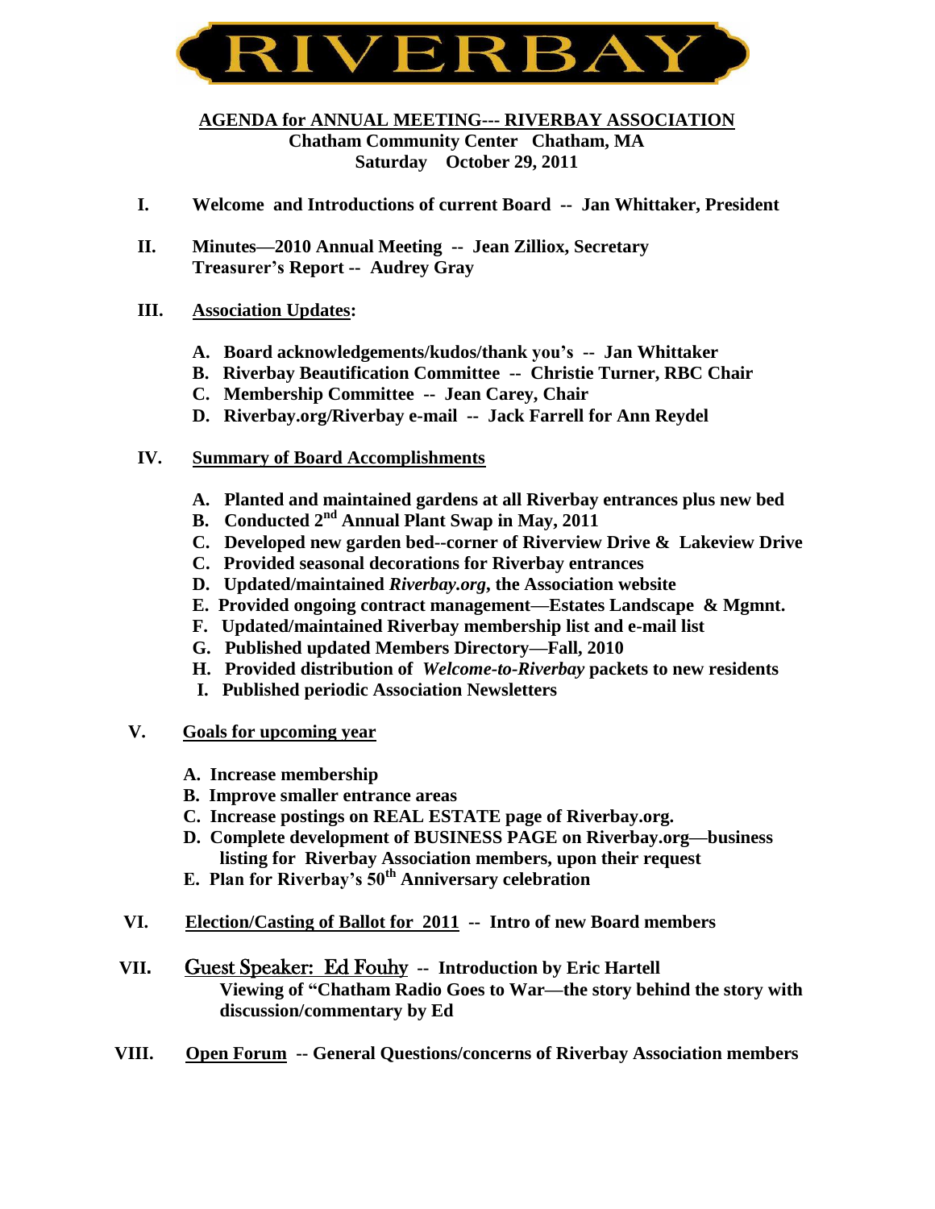RIVERBAY

**AGENDA for ANNUAL MEETING--- RIVERBAY ASSOCIATION**
**Chatham Community Center Chatham, MA**
**Saturday October 29, 2011**

**I. Welcome and Introductions of current Board -- Jan Whittaker, President**

**II. Minutes—2010 Annual Meeting -- Jean Zilliox, Secretary**
**Treasurer's Report -- Audrey Gray**

**III. Association Updates:**

- **A. Board acknowledgements/kudos/thank you's -- Jan Whittaker**
- **B. Riverbay Beautification Committee -- Christie Turner, RBC Chair**
- **C. Membership Committee -- Jean Carey, Chair**
- **D. Riverbay.org/Riverbay e-mail -- Jack Farrell for Ann Reydel**

**IV. Summary of Board Accomplishments**

- **A. Planted and maintained gardens at all Riverbay entrances plus new bed**
- **B. Conducted 2nd Annual Plant Swap in May, 2011**
- **C. Developed new garden bed--corner of Riverview Drive & Lakeview Drive**
- **C. Provided seasonal decorations for Riverbay entrances**
- **D. Updated/maintained *Riverbay.org*, the Association website**
- **E. Provided ongoing contract management—Estates Landscape & Mgmnt.**
- **F. Updated/maintained Riverbay membership list and e-mail list**
- **G. Published updated Members Directory—Fall, 2010**
- **H. Provided distribution of *Welcome-to-Riverbay* packets to new residents**
- **I. Published periodic Association Newsletters**

**V. Goals for upcoming year**

- **A. Increase membership**
- **B. Improve smaller entrance areas**
- **C. Increase postings on REAL ESTATE page of Riverbay.org.**
- **D. Complete development of BUSINESS PAGE on Riverbay.org—business listing for Riverbay Association members, upon their request**
- **E. Plan for Riverbay's 50th Anniversary celebration**

**VI. Election/Casting of Ballot for 2011 -- Intro of new Board members**

**VII. Guest Speaker: Ed Fouhy -- Introduction by Eric Hartell**
**Viewing of "Chatham Radio Goes to War—the story behind the story with discussion/commentary by Ed**

**VIII. Open Forum -- General Questions/concerns of Riverbay Association members**